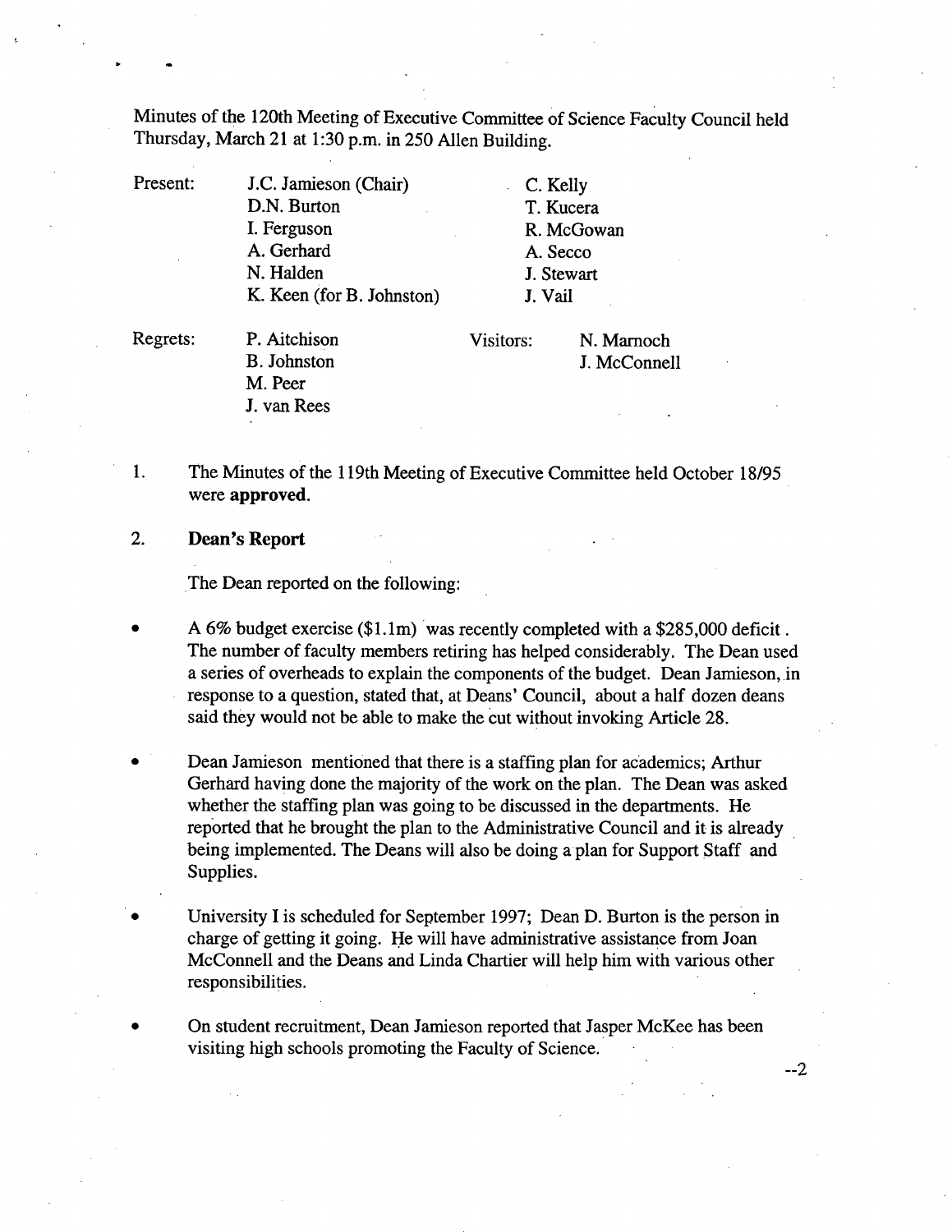Minutes of the 120th Meeting of Executive Committee of Science Faculty Council held Thursday, March 21 at 1:30 p.m. in 250 Allen Building.

| | | | |
|---|---|---|---|
| Present: | J.C. Jamieson (Chair) | C. Kelly | |
| | D.N. Burton | T. Kucera | |
| | I. Ferguson | R. McGowan | |
| | A. Gerhard | A. Secco | |
| | N. Halden | J. Stewart | |
| | K. Keen (for B. Johnston) | J. Vail | |
| Regrets: | P. Aitchison | Visitors: | N. Marnoch |
| | B. Johnston | | J. McConnell |
| | M. Peer | | |
| | J. van Rees | | |

1. The Minutes of the 119th Meeting of Executive Committee held October 18/95 were **approved**.

2. **Dean's Report**

   The Dean reported on the following:

- A 6% budget exercise ($1.1m) was recently completed with a $285,000 deficit. The number of faculty members retiring has helped considerably. The Dean used a series of overheads to explain the components of the budget. Dean Jamieson, in response to a question, stated that, at Deans' Council, about a half dozen deans said they would not be able to make the cut without invoking Article 28.

- Dean Jamieson mentioned that there is a staffing plan for academics; Arthur Gerhard having done the majority of the work on the plan. The Dean was asked whether the staffing plan was going to be discussed in the departments. He reported that he brought the plan to the Administrative Council and it is already being implemented. The Deans will also be doing a plan for Support Staff and Supplies.

- University I is scheduled for September 1997; Dean D. Burton is the person in charge of getting it going. He will have administrative assistance from Joan McConnell and the Deans and Linda Chartier will help him with various other responsibilities.

- On student recruitment, Dean Jamieson reported that Jasper McKee has been visiting high schools promoting the Faculty of Science.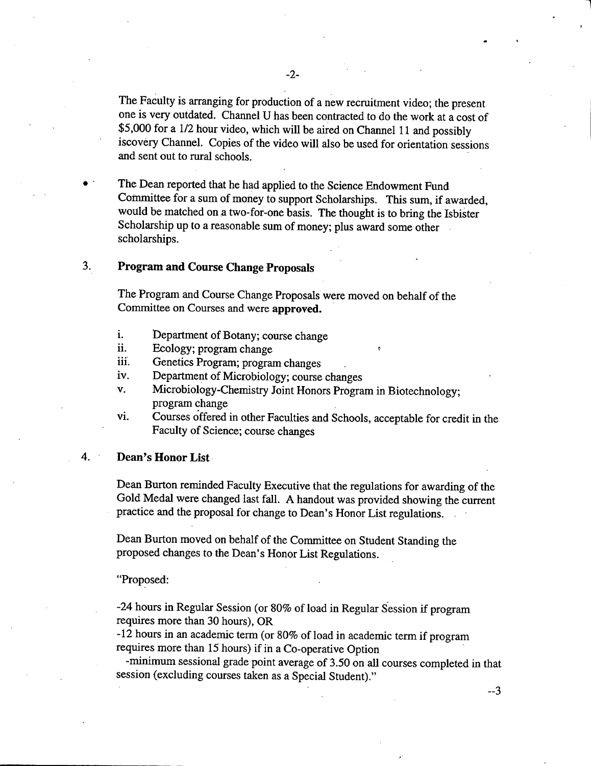The Faculty is arranging for production of a new recruitment video; the present one is very outdated. Channel U has been contracted to do the work at a cost of $5,000 for a 1/2 hour video, which will be aired on Channel 11 and possibly iscovery Channel. Copies of the video will also be used for orientation sessions and sent out to rural schools.

- The Dean reported that he had applied to the Science Endowment Fund Committee for a sum of money to support Scholarships. This sum, if awarded, would be matched on a two-for-one basis. The thought is to bring the Isbister Scholarship up to a reasonable sum of money; plus award some other scholarships.

### 3. Program and Course Change Proposals

The Program and Course Change Proposals were moved on behalf of the Committee on Courses and were **approved.**

i. Department of Botany; course change
ii. Ecology; program change
iii. Genetics Program; program changes
iv. Department of Microbiology; course changes
v. Microbiology-Chemistry Joint Honors Program in Biotechnology; program change
vi. Courses offered in other Faculties and Schools, acceptable for credit in the Faculty of Science; course changes

### 4. Dean's Honor List

Dean Burton reminded Faculty Executive that the regulations for awarding of the Gold Medal were changed last fall. A handout was provided showing the current practice and the proposal for change to Dean's Honor List regulations.

Dean Burton moved on behalf of the Committee on Student Standing the proposed changes to the Dean's Honor List Regulations.

"Proposed:

-24 hours in Regular Session (or 80% of load in Regular Session if program requires more than 30 hours), OR
-12 hours in an academic term (or 80% of load in academic term if program requires more than 15 hours) if in a Co-operative Option
-minimum sessional grade point average of 3.50 on all courses completed in that session (excluding courses taken as a Special Student)."

--3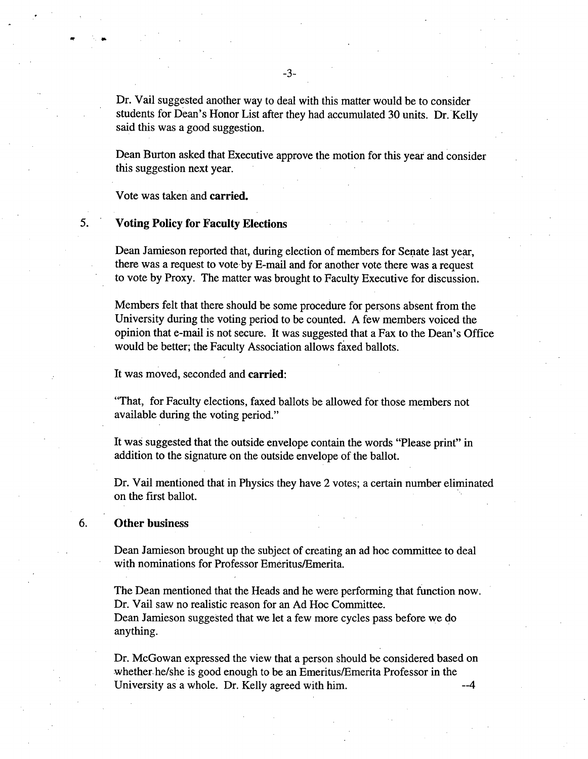Dr. Vail suggested another way to deal with this matter would be to consider students for Dean's Honor List after they had accumulated 30 units. Dr. Kelly said this was a good suggestion.

Dean Burton asked that Executive approve the motion for this year and consider this suggestion next year.

Vote was taken and **carried.**

5. **Voting Policy for Faculty Elections**

Dean Jamieson reported that, during election of members for Senate last year, there was a request to vote by E-mail and for another vote there was a request to vote by Proxy. The matter was brought to Faculty Executive for discussion.

Members felt that there should be some procedure for persons absent from the University during the voting period to be counted. A few members voiced the opinion that e-mail is not secure. It was suggested that a Fax to the Dean's Office would be better; the Faculty Association allows faxed ballots.

It was moved, seconded and **carried**:

"That, for Faculty elections, faxed ballots be allowed for those members not available during the voting period."

It was suggested that the outside envelope contain the words "Please print" in addition to the signature on the outside envelope of the ballot.

Dr. Vail mentioned that in Physics they have 2 votes; a certain number eliminated on the first ballot.

6. **Other business**

Dean Jamieson brought up the subject of creating an ad hoc committee to deal with nominations for Professor Emeritus/Emerita.

The Dean mentioned that the Heads and he were performing that function now. Dr. Vail saw no realistic reason for an Ad Hoc Committee.
Dean Jamieson suggested that we let a few more cycles pass before we do anything.

Dr. McGowan expressed the view that a person should be considered based on whether he/she is good enough to be an Emeritus/Emerita Professor in the University as a whole. Dr. Kelly agreed with him. --4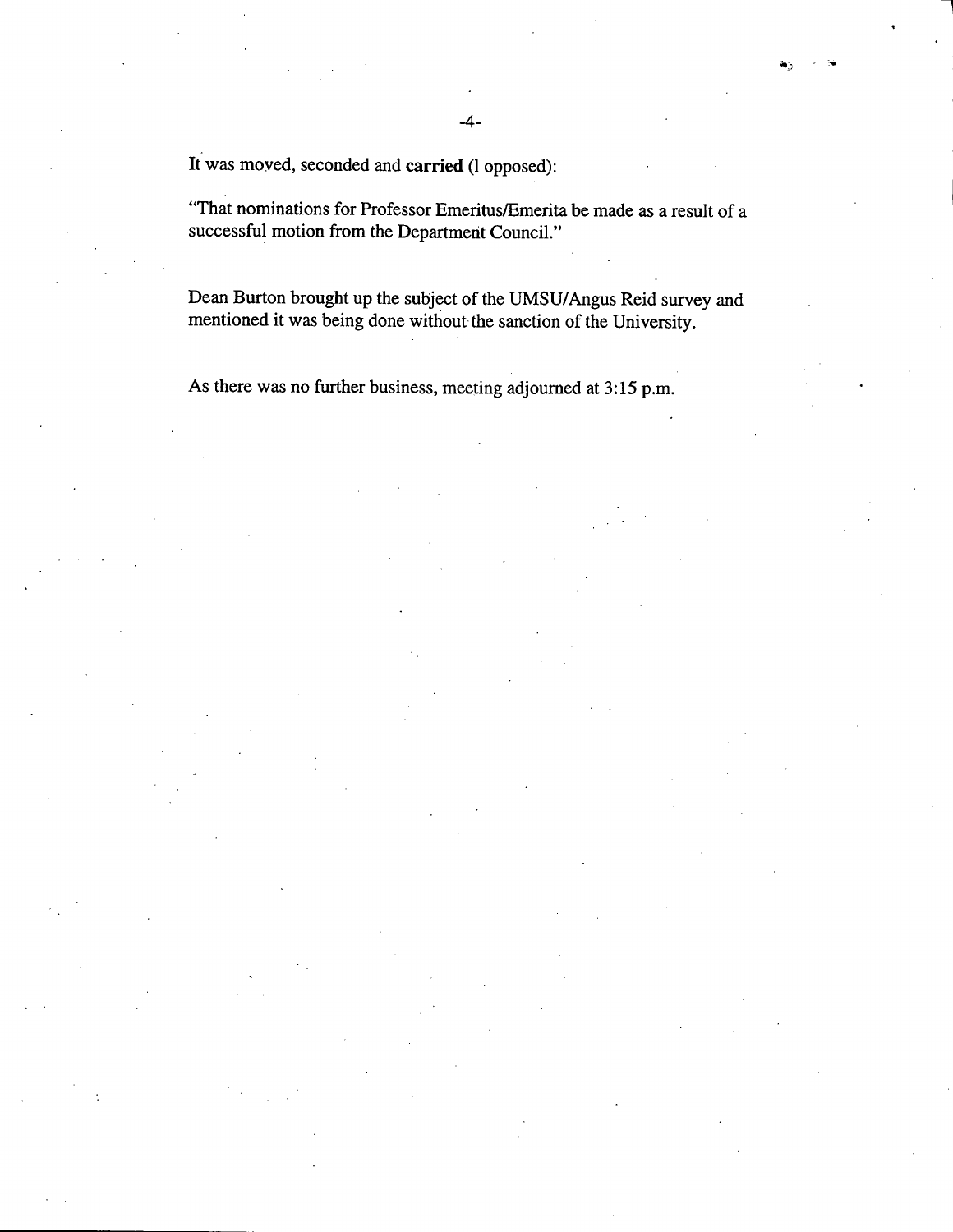It was moved, seconded and **carried** (1 opposed):

"That nominations for Professor Emeritus/Emerita be made as a result of a successful motion from the Department Council."

Dean Burton brought up the subject of the UMSU/Angus Reid survey and mentioned it was being done without the sanction of the University.

As there was no further business, meeting adjourned at 3:15 p.m.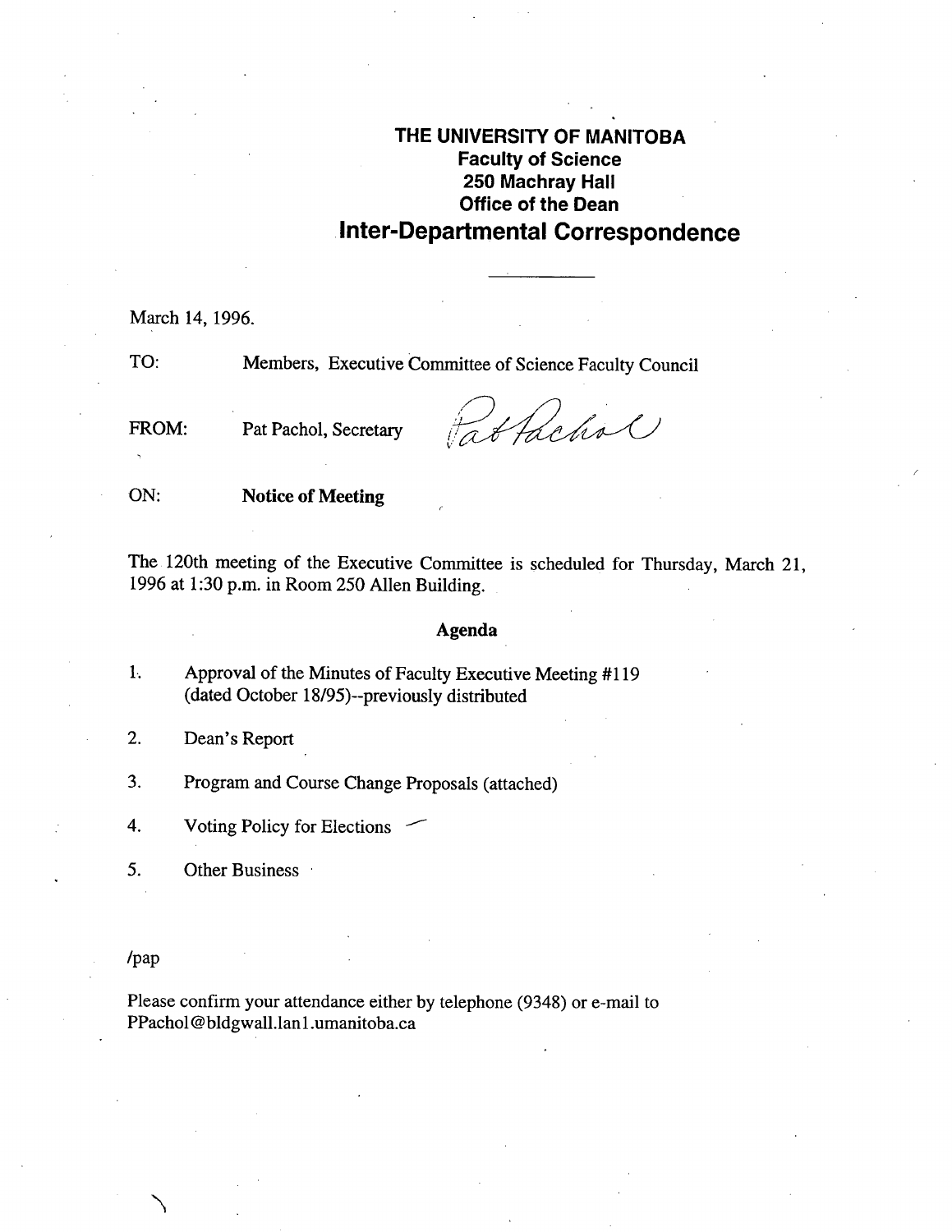**THE UNIVERSITY OF MANITOBA**
**Faculty of Science**
**250 Machray Hall**
**Office of the Dean**

## Inter-Departmental Correspondence

March 14, 1996.

TO: Members, Executive Committee of Science Faculty Council

FROM: Pat Pachol, Secretary

ON: **Notice of Meeting**

The 120th meeting of the Executive Committee is scheduled for Thursday, March 21, 1996 at 1:30 p.m. in Room 250 Allen Building.

**Agenda**

1. Approval of the Minutes of Faculty Executive Meeting #119 (dated October 18/95)--previously distributed
2. Dean's Report
3. Program and Course Change Proposals (attached)
4. Voting Policy for Elections
5. Other Business

/pap

Please confirm your attendance either by telephone (9348) or e-mail to PPachol@bldgwall.lan1.umanitoba.ca